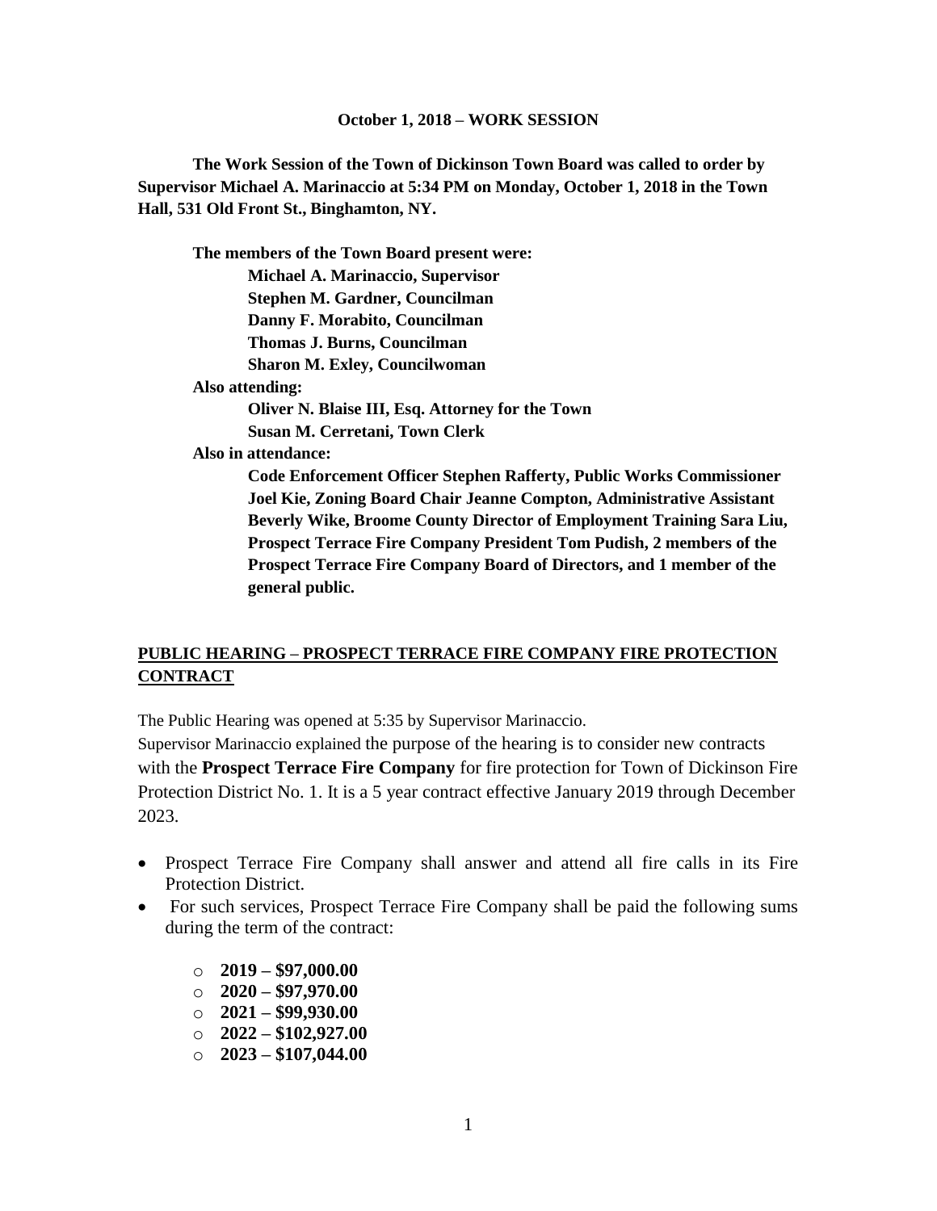**October 1, 2018 – WORK SESSION**

**The Work Session of the Town of Dickinson Town Board was called to order by Supervisor Michael A. Marinaccio at 5:34 PM on Monday, October 1, 2018 in the Town Hall, 531 Old Front St., Binghamton, NY.**

**The members of the Town Board present were:**
**Michael A. Marinaccio, Supervisor**
**Stephen M. Gardner, Councilman**
**Danny F. Morabito, Councilman**
**Thomas J. Burns, Councilman**
**Sharon M. Exley, Councilwoman**

**Also attending:**
**Oliver N. Blaise III, Esq. Attorney for the Town**
**Susan M. Cerretani, Town Clerk**

**Also in attendance:**
**Code Enforcement Officer Stephen Rafferty, Public Works Commissioner Joel Kie, Zoning Board Chair Jeanne Compton, Administrative Assistant Beverly Wike, Broome County Director of Employment Training Sara Liu, Prospect Terrace Fire Company President Tom Pudish, 2 members of the Prospect Terrace Fire Company Board of Directors, and 1 member of the general public.**

## PUBLIC HEARING – PROSPECT TERRACE FIRE COMPANY FIRE PROTECTION CONTRACT

The Public Hearing was opened at 5:35 by Supervisor Marinaccio.
Supervisor Marinaccio explained the purpose of the hearing is to consider new contracts with the **Prospect Terrace Fire Company** for fire protection for Town of Dickinson Fire Protection District No. 1. It is a 5 year contract effective January 2019 through December 2023.

- Prospect Terrace Fire Company shall answer and attend all fire calls in its Fire Protection District.
- For such services, Prospect Terrace Fire Company shall be paid the following sums during the term of the contract:
  - **2019 – $97,000.00**
  - **2020 – $97,970.00**
  - **2021 – $99,930.00**
  - **2022 – $102,927.00**
  - **2023 – $107,044.00**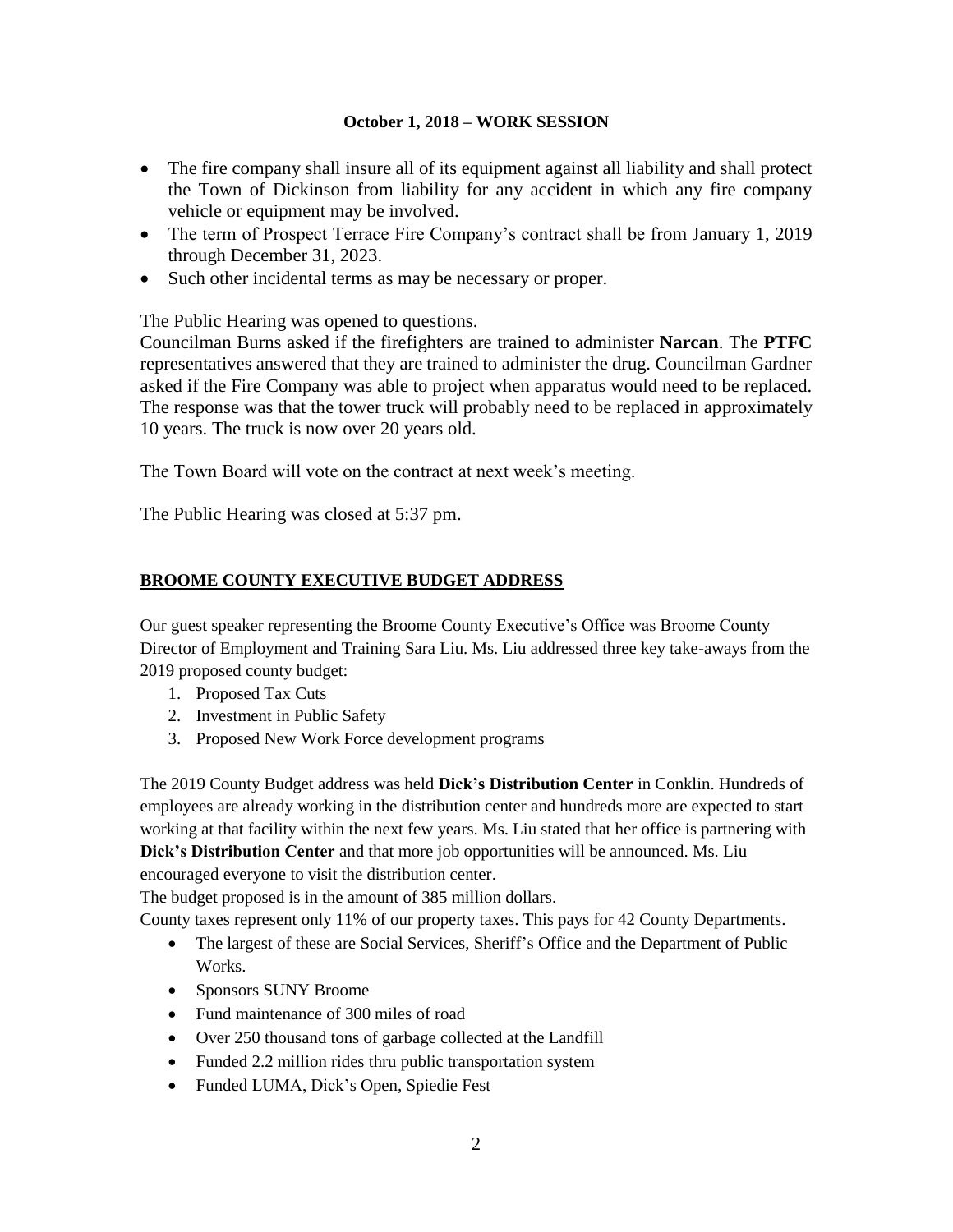**October 1, 2018 – WORK SESSION**

- The fire company shall insure all of its equipment against all liability and shall protect the Town of Dickinson from liability for any accident in which any fire company vehicle or equipment may be involved.
- The term of Prospect Terrace Fire Company's contract shall be from January 1, 2019 through December 31, 2023.
- Such other incidental terms as may be necessary or proper.

The Public Hearing was opened to questions.
Councilman Burns asked if the firefighters are trained to administer **Narcan**. The **PTFC** representatives answered that they are trained to administer the drug. Councilman Gardner asked if the Fire Company was able to project when apparatus would need to be replaced. The response was that the tower truck will probably need to be replaced in approximately 10 years. The truck is now over 20 years old.

The Town Board will vote on the contract at next week's meeting.

The Public Hearing was closed at 5:37 pm.

**BROOME COUNTY EXECUTIVE BUDGET ADDRESS**

Our guest speaker representing the Broome County Executive's Office was Broome County Director of Employment and Training Sara Liu. Ms. Liu addressed three key take-aways from the 2019 proposed county budget:

1. Proposed Tax Cuts
2. Investment in Public Safety
3. Proposed New Work Force development programs

The 2019 County Budget address was held **Dick's Distribution Center** in Conklin. Hundreds of employees are already working in the distribution center and hundreds more are expected to start working at that facility within the next few years. Ms. Liu stated that her office is partnering with **Dick's Distribution Center** and that more job opportunities will be announced. Ms. Liu encouraged everyone to visit the distribution center.
The budget proposed is in the amount of 385 million dollars.
County taxes represent only 11% of our property taxes. This pays for 42 County Departments.

- The largest of these are Social Services, Sheriff's Office and the Department of Public Works.
- Sponsors SUNY Broome
- Fund maintenance of 300 miles of road
- Over 250 thousand tons of garbage collected at the Landfill
- Funded 2.2 million rides thru public transportation system
- Funded LUMA, Dick's Open, Spiedie Fest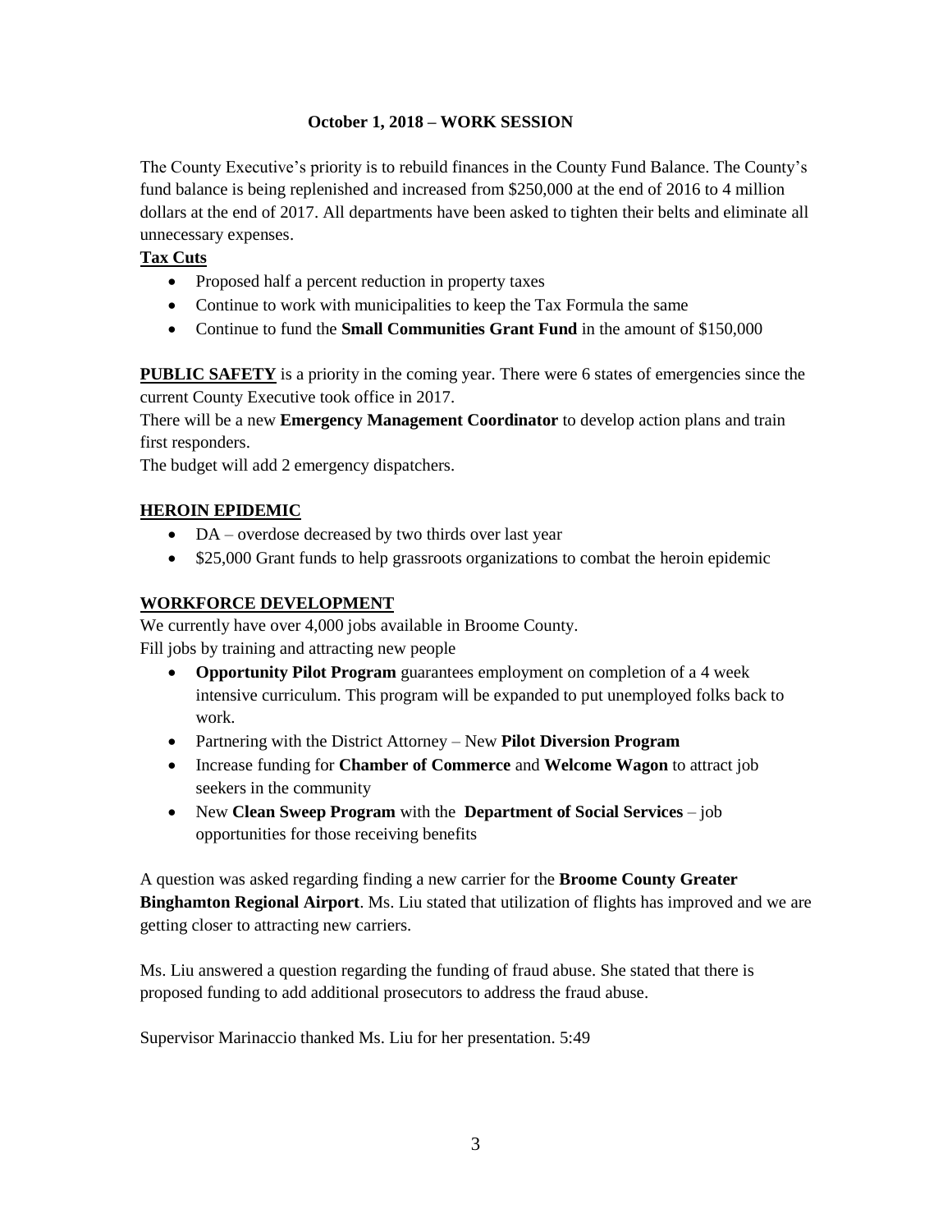**October 1, 2018 – WORK SESSION**

The County Executive's priority is to rebuild finances in the County Fund Balance. The County's fund balance is being replenished and increased from $250,000 at the end of 2016 to 4 million dollars at the end of 2017. All departments have been asked to tighten their belts and eliminate all unnecessary expenses.

**Tax Cuts**

- Proposed half a percent reduction in property taxes
- Continue to work with municipalities to keep the Tax Formula the same
- Continue to fund the **Small Communities Grant Fund** in the amount of $150,000

**PUBLIC SAFETY** is a priority in the coming year. There were 6 states of emergencies since the current County Executive took office in 2017.

There will be a new **Emergency Management Coordinator** to develop action plans and train first responders.

The budget will add 2 emergency dispatchers.

**HEROIN EPIDEMIC**

- DA – overdose decreased by two thirds over last year
- $25,000 Grant funds to help grassroots organizations to combat the heroin epidemic

**WORKFORCE DEVELOPMENT**

We currently have over 4,000 jobs available in Broome County.

Fill jobs by training and attracting new people

- **Opportunity Pilot Program** guarantees employment on completion of a 4 week intensive curriculum. This program will be expanded to put unemployed folks back to work.
- Partnering with the District Attorney – New **Pilot Diversion Program**
- Increase funding for **Chamber of Commerce** and **Welcome Wagon** to attract job seekers in the community
- New **Clean Sweep Program** with the **Department of Social Services** – job opportunities for those receiving benefits

A question was asked regarding finding a new carrier for the **Broome County Greater Binghamton Regional Airport**. Ms. Liu stated that utilization of flights has improved and we are getting closer to attracting new carriers.

Ms. Liu answered a question regarding the funding of fraud abuse. She stated that there is proposed funding to add additional prosecutors to address the fraud abuse.

Supervisor Marinaccio thanked Ms. Liu for her presentation. 5:49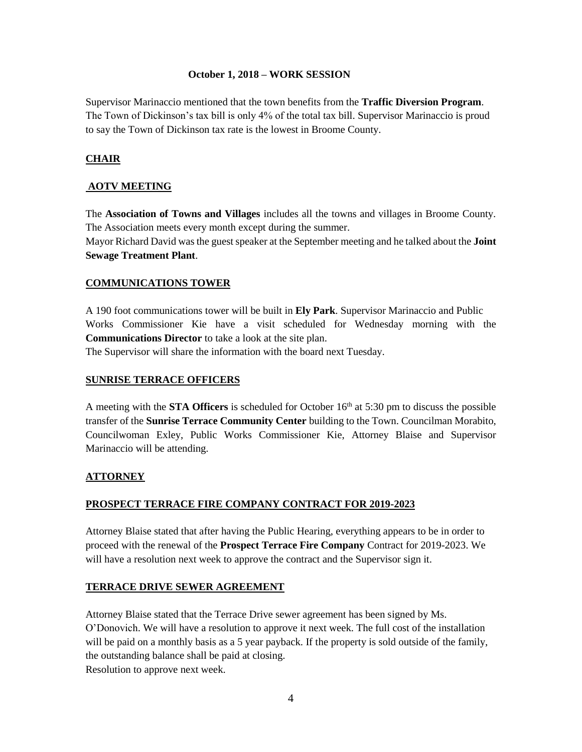**October 1, 2018 – WORK SESSION**

Supervisor Marinaccio mentioned that the town benefits from the **Traffic Diversion Program**. The Town of Dickinson's tax bill is only 4% of the total tax bill. Supervisor Marinaccio is proud to say the Town of Dickinson tax rate is the lowest in Broome County.

## CHAIR

### AOTV MEETING

The **Association of Towns and Villages** includes all the towns and villages in Broome County. The Association meets every month except during the summer.

Mayor Richard David was the guest speaker at the September meeting and he talked about the **Joint Sewage Treatment Plant**.

### COMMUNICATIONS TOWER

A 190 foot communications tower will be built in **Ely Park**. Supervisor Marinaccio and Public Works Commissioner Kie have a visit scheduled for Wednesday morning with the **Communications Director** to take a look at the site plan.

The Supervisor will share the information with the board next Tuesday.

### SUNRISE TERRACE OFFICERS

A meeting with the **STA Officers** is scheduled for October 16th at 5:30 pm to discuss the possible transfer of the **Sunrise Terrace Community Center** building to the Town. Councilman Morabito, Councilwoman Exley, Public Works Commissioner Kie, Attorney Blaise and Supervisor Marinaccio will be attending.

## ATTORNEY

### PROSPECT TERRACE FIRE COMPANY CONTRACT FOR 2019-2023

Attorney Blaise stated that after having the Public Hearing, everything appears to be in order to proceed with the renewal of the **Prospect Terrace Fire Company** Contract for 2019-2023. We will have a resolution next week to approve the contract and the Supervisor sign it.

### TERRACE DRIVE SEWER AGREEMENT

Attorney Blaise stated that the Terrace Drive sewer agreement has been signed by Ms. O'Donovich. We will have a resolution to approve it next week. The full cost of the installation will be paid on a monthly basis as a 5 year payback. If the property is sold outside of the family, the outstanding balance shall be paid at closing.

Resolution to approve next week.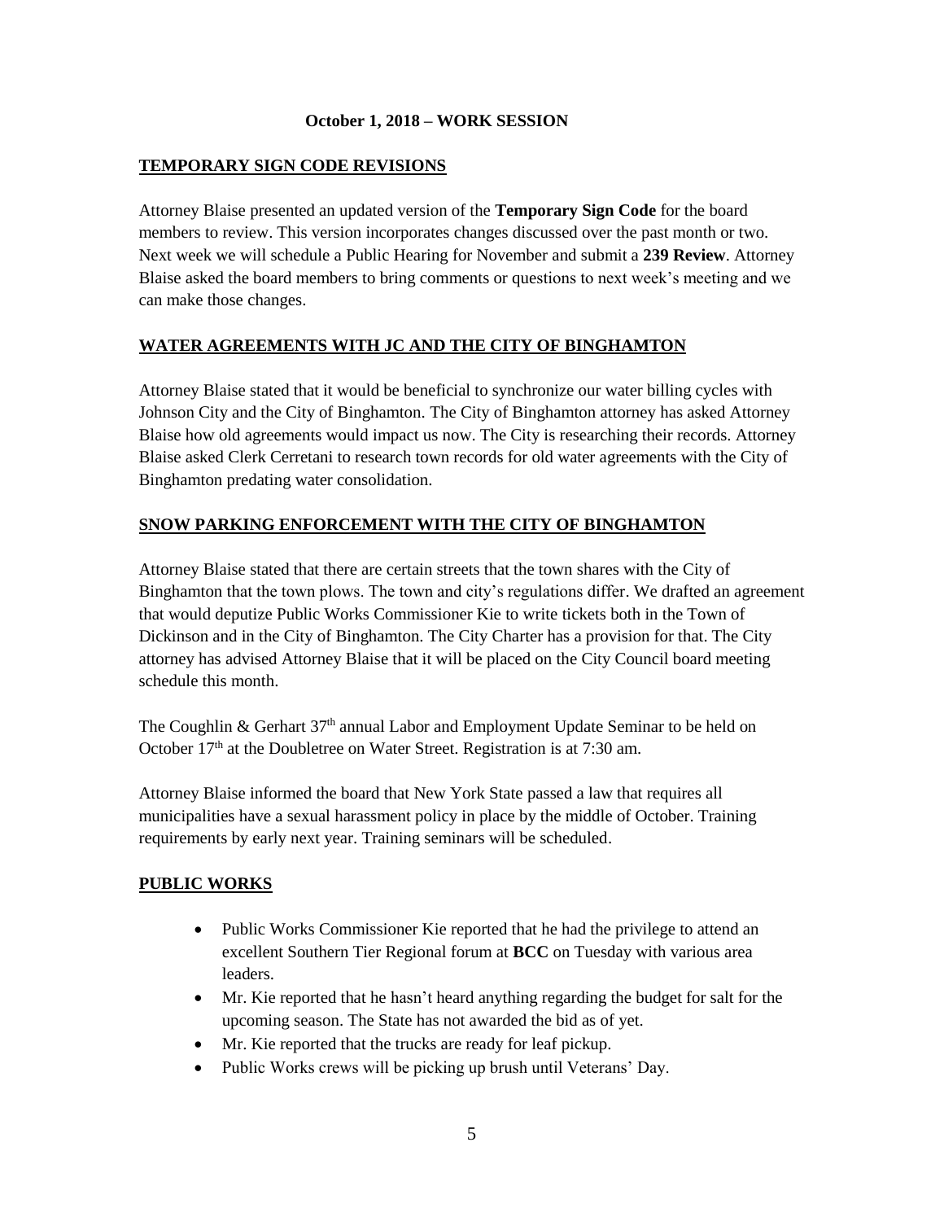**October 1, 2018 – WORK SESSION**

## TEMPORARY SIGN CODE REVISIONS

Attorney Blaise presented an updated version of the **Temporary Sign Code** for the board members to review. This version incorporates changes discussed over the past month or two. Next week we will schedule a Public Hearing for November and submit a **239 Review**. Attorney Blaise asked the board members to bring comments or questions to next week's meeting and we can make those changes.

## WATER AGREEMENTS WITH JC AND THE CITY OF BINGHAMTON

Attorney Blaise stated that it would be beneficial to synchronize our water billing cycles with Johnson City and the City of Binghamton. The City of Binghamton attorney has asked Attorney Blaise how old agreements would impact us now. The City is researching their records. Attorney Blaise asked Clerk Cerretani to research town records for old water agreements with the City of Binghamton predating water consolidation.

## SNOW PARKING ENFORCEMENT WITH THE CITY OF BINGHAMTON

Attorney Blaise stated that there are certain streets that the town shares with the City of Binghamton that the town plows. The town and city's regulations differ. We drafted an agreement that would deputize Public Works Commissioner Kie to write tickets both in the Town of Dickinson and in the City of Binghamton. The City Charter has a provision for that. The City attorney has advised Attorney Blaise that it will be placed on the City Council board meeting schedule this month.

The Coughlin & Gerhart 37th annual Labor and Employment Update Seminar to be held on October 17th at the Doubletree on Water Street. Registration is at 7:30 am.

Attorney Blaise informed the board that New York State passed a law that requires all municipalities have a sexual harassment policy in place by the middle of October. Training requirements by early next year. Training seminars will be scheduled.

## PUBLIC WORKS

- Public Works Commissioner Kie reported that he had the privilege to attend an excellent Southern Tier Regional forum at **BCC** on Tuesday with various area leaders.
- Mr. Kie reported that he hasn't heard anything regarding the budget for salt for the upcoming season. The State has not awarded the bid as of yet.
- Mr. Kie reported that the trucks are ready for leaf pickup.
- Public Works crews will be picking up brush until Veterans' Day.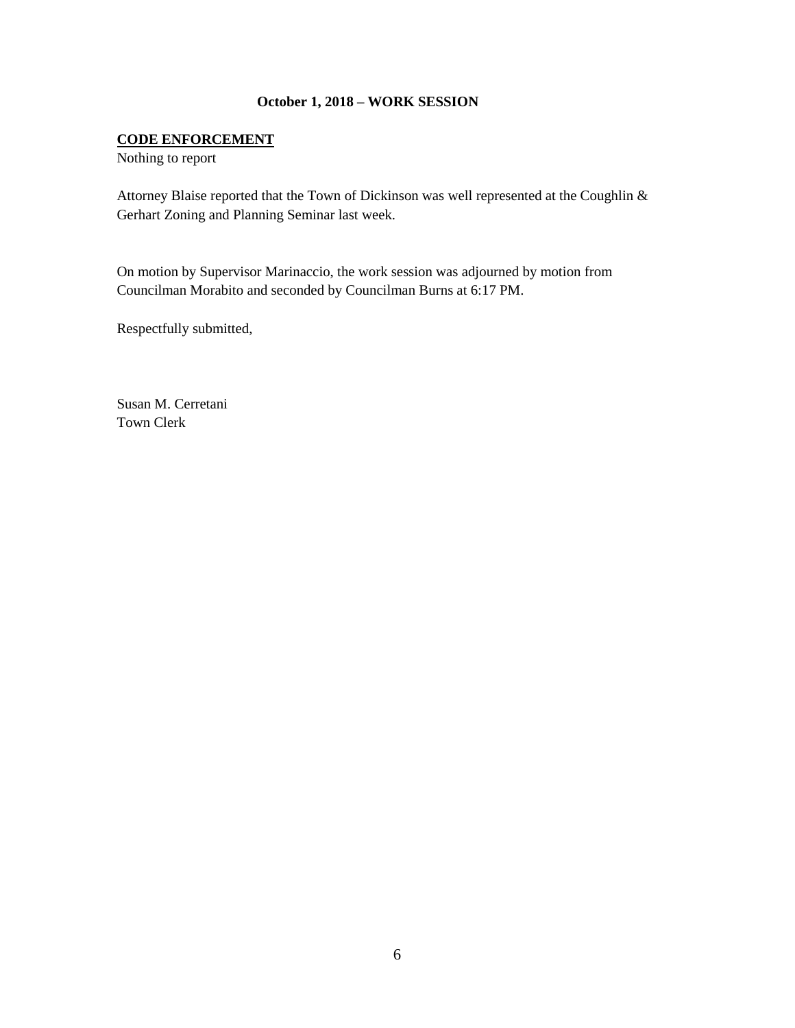**October 1, 2018 – WORK SESSION**

**CODE ENFORCEMENT**

Nothing to report

Attorney Blaise reported that the Town of Dickinson was well represented at the Coughlin & Gerhart Zoning and Planning Seminar last week.

On motion by Supervisor Marinaccio, the work session was adjourned by motion from Councilman Morabito and seconded by Councilman Burns at 6:17 PM.

Respectfully submitted,

Susan M. Cerretani
Town Clerk